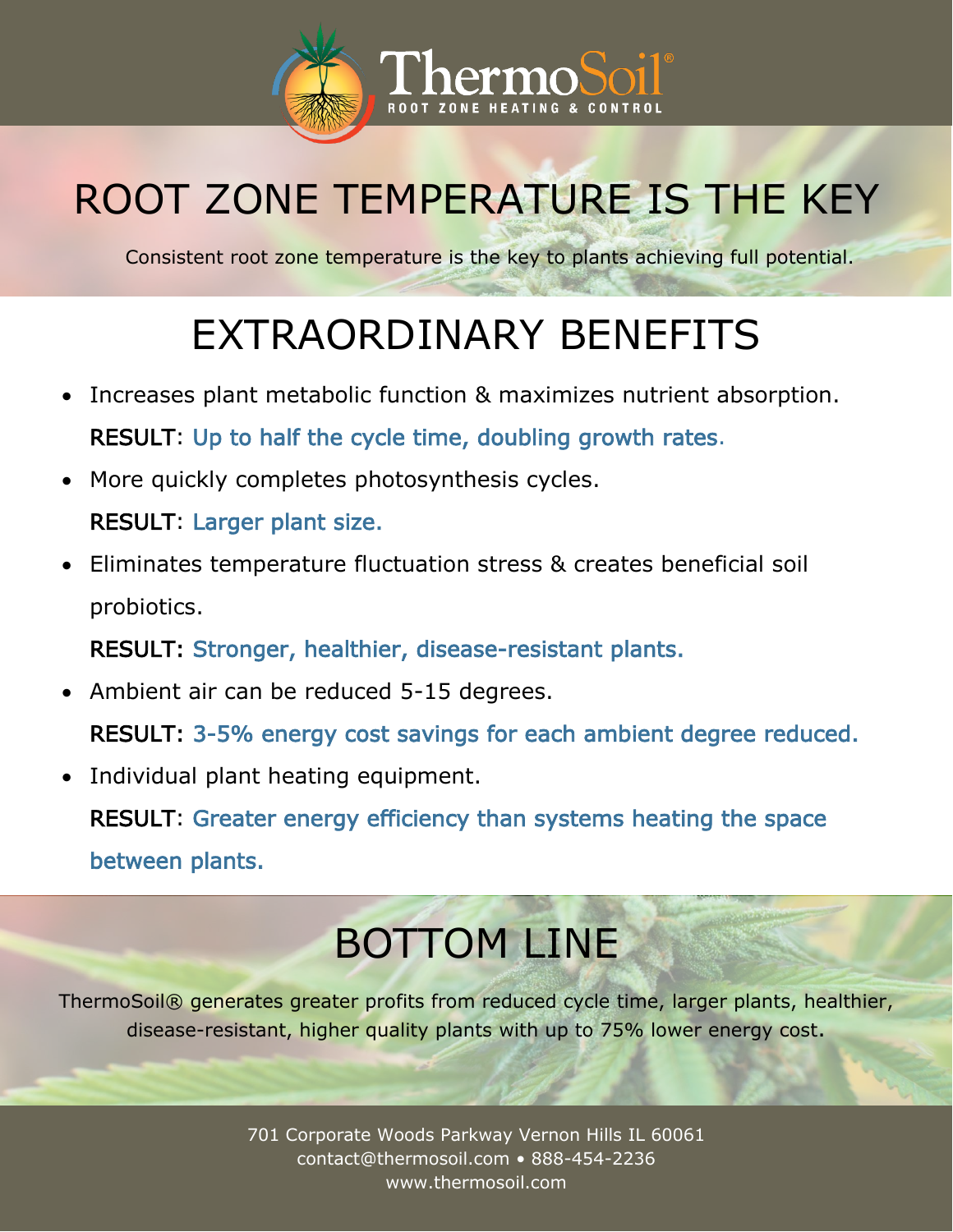# ThermoSoil®

ROOT ZONE HEATING & CONTROL

## ROOT ZONE TEMPERATURE IS THE KEY

Consistent root zone temperature is the key to plants achieving full potential.

## EXTRAORDINARY BENEFITS

- Increases plant metabolic function & maximizes nutrient absorption.
  **RESULT**: Up to half the cycle time, doubling growth rates.
- More quickly completes photosynthesis cycles.
  **RESULT**: Larger plant size.
- Eliminates temperature fluctuation stress & creates beneficial soil probiotics.
  **RESULT:** Stronger, healthier, disease-resistant plants.
- Ambient air can be reduced 5-15 degrees.
  **RESULT:** 3-5% energy cost savings for each ambient degree reduced.
- Individual plant heating equipment.
  **RESULT**: Greater energy efficiency than systems heating the space between plants.

## BOTTOM LINE

ThermoSoil® generates greater profits from reduced cycle time, larger plants, healthier, disease-resistant, higher quality plants with up to 75% lower energy cost.

701 Corporate Woods Parkway Vernon Hills IL 60061
contact@thermosoil.com • 888-454-2236
www.thermosoil.com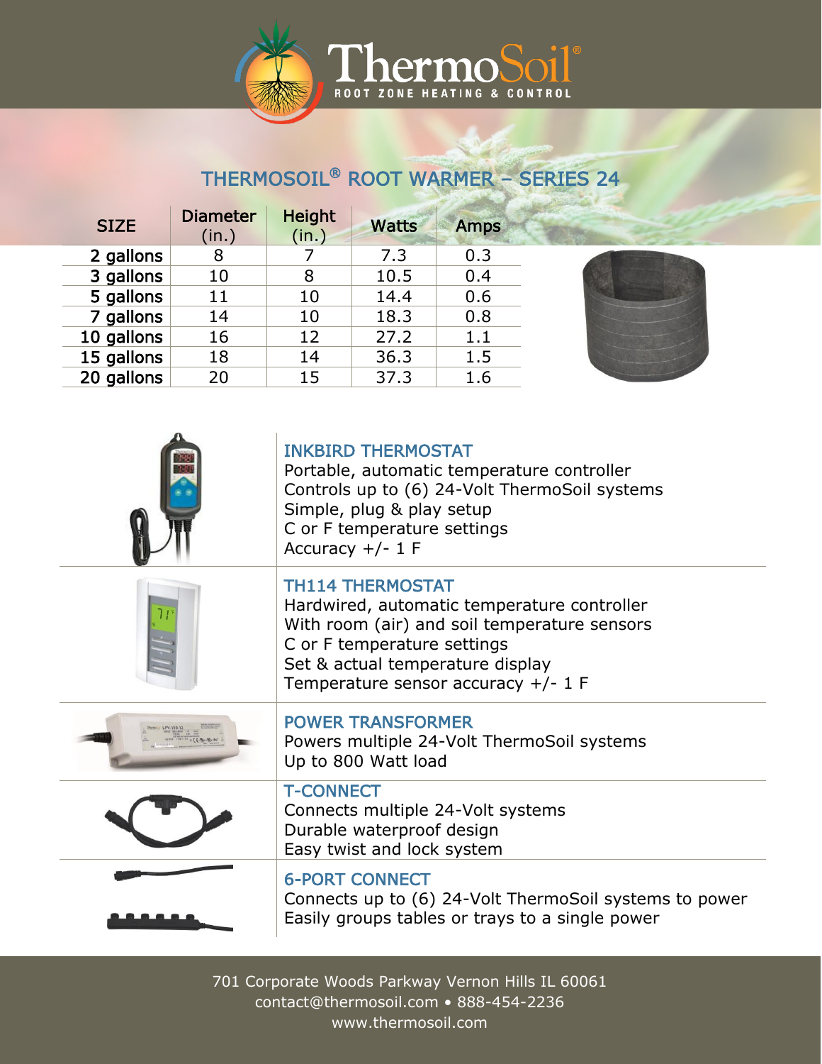# ThermoSoil®

ROOT ZONE HEATING & CONTROL

## THERMOSOIL® ROOT WARMER – SERIES 24

| SIZE | Diameter (in.) | Height (in.) | Watts | Amps |
|---|---|---|---|---|
| 2 gallons | 8 | 7 | 7.3 | 0.3 |
| 3 gallons | 10 | 8 | 10.5 | 0.4 |
| 5 gallons | 11 | 10 | 14.4 | 0.6 |
| 7 gallons | 14 | 10 | 18.3 | 0.8 |
| 10 gallons | 16 | 12 | 27.2 | 1.1 |
| 15 gallons | 18 | 14 | 36.3 | 1.5 |
| 20 gallons | 20 | 15 | 37.3 | 1.6 |

### INKBIRD THERMOSTAT

Portable, automatic temperature controller
Controls up to (6) 24-Volt ThermoSoil systems
Simple, plug & play setup
C or F temperature settings
Accuracy +/- 1 F

### TH114 THERMOSTAT

Hardwired, automatic temperature controller
With room (air) and soil temperature sensors
C or F temperature settings
Set & actual temperature display
Temperature sensor accuracy +/- 1 F

### POWER TRANSFORMER

Powers multiple 24-Volt ThermoSoil systems
Up to 800 Watt load

### T-CONNECT

Connects multiple 24-Volt systems
Durable waterproof design
Easy twist and lock system

### 6-PORT CONNECT

Connects up to (6) 24-Volt ThermoSoil systems to power
Easily groups tables or trays to a single power

701 Corporate Woods Parkway Vernon Hills IL 60061
contact@thermosoil.com • 888-454-2236
www.thermosoil.com